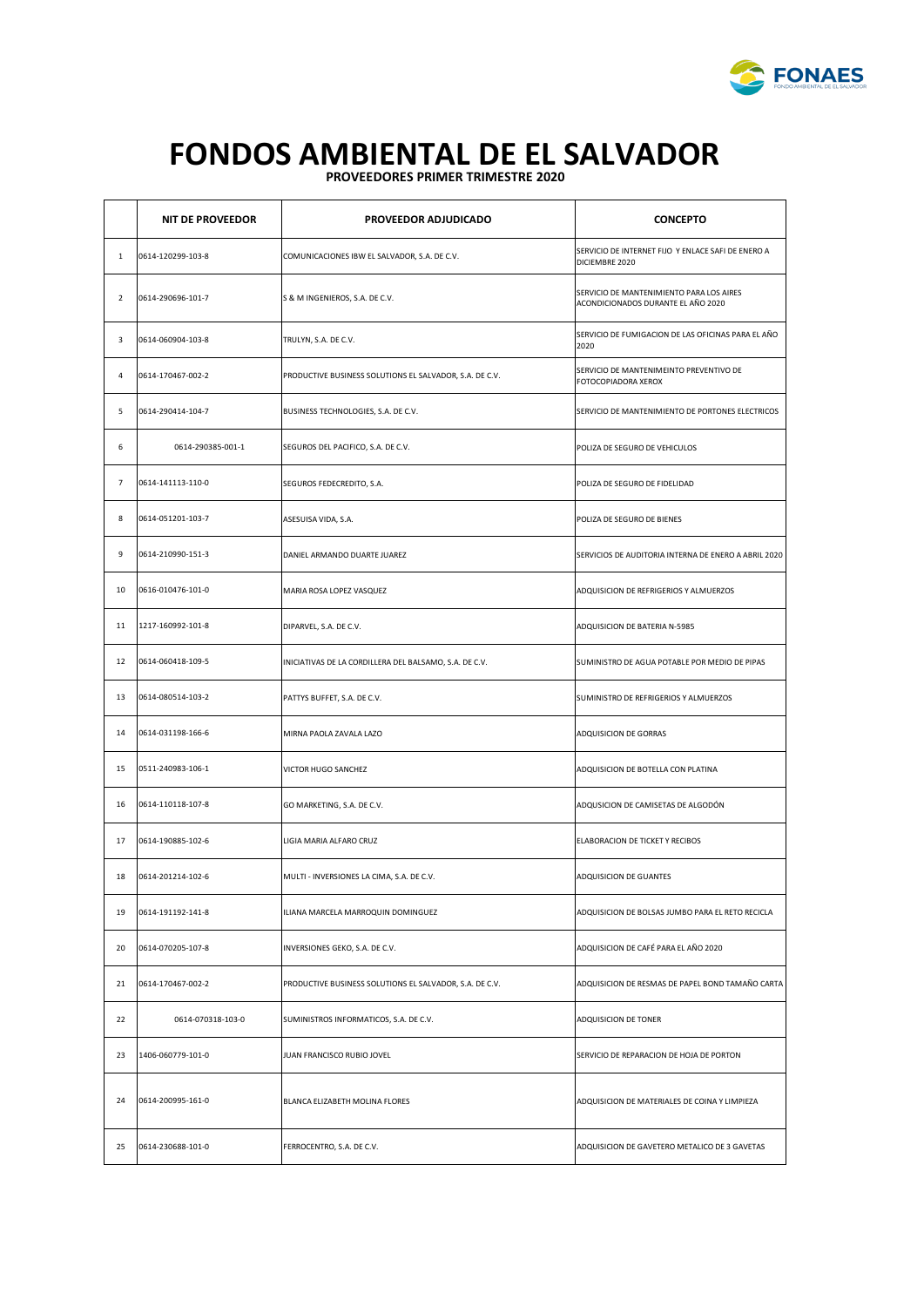# FONDOS AMBIENTAL DE EL SALVADOR

**PROVEEDORES PRIMER TRIMESTRE 2020**

| | NIT DE PROVEEDOR | PROVEEDOR ADJUDICADO | CONCEPTO |
|---|---|---|---|
| 1 | 0614-120299-103-8 | COMUNICACIONES IBW EL SALVADOR, S.A. DE C.V. | SERVICIO DE INTERNET FIJO Y ENLACE SAFI DE ENERO A DICIEMBRE 2020 |
| 2 | 0614-290696-101-7 | S & M INGENIEROS, S.A. DE C.V. | SERVICIO DE MANTENIMIENTO PARA LOS AIRES ACONDICIONADOS DURANTE EL AÑO 2020 |
| 3 | 0614-060904-103-8 | TRULYN, S.A. DE C.V. | SERVICIO DE FUMIGACION DE LAS OFICINAS PARA EL AÑO 2020 |
| 4 | 0614-170467-002-2 | PRODUCTIVE BUSINESS SOLUTIONS EL SALVADOR, S.A. DE C.V. | SERVICIO DE MANTENIMEINTO PREVENTIVO DE FOTOCOPIADORA XEROX |
| 5 | 0614-290414-104-7 | BUSINESS TECHNOLOGIES, S.A. DE C.V. | SERVICIO DE MANTENIMIENTO DE PORTONES ELECTRICOS |
| 6 | 0614-290385-001-1 | SEGUROS DEL PACIFICO, S.A. DE C.V. | POLIZA DE SEGURO DE VEHICULOS |
| 7 | 0614-141113-110-0 | SEGUROS FEDECREDITO, S.A. | POLIZA DE SEGURO DE FIDELIDAD |
| 8 | 0614-051201-103-7 | ASESUISA VIDA, S.A. | POLIZA DE SEGURO DE BIENES |
| 9 | 0614-210990-151-3 | DANIEL ARMANDO DUARTE JUAREZ | SERVICIOS DE AUDITORIA INTERNA DE ENERO A ABRIL 2020 |
| 10 | 0616-010476-101-0 | MARIA ROSA LOPEZ VASQUEZ | ADQUISICION DE REFRIGERIOS Y ALMUERZOS |
| 11 | 1217-160992-101-8 | DIPARVEL, S.A. DE C.V. | ADQUISICION DE BATERIA N-5985 |
| 12 | 0614-060418-109-5 | INICIATIVAS DE LA CORDILLERA DEL BALSAMO, S.A. DE C.V. | SUMINISTRO DE AGUA POTABLE POR MEDIO DE PIPAS |
| 13 | 0614-080514-103-2 | PATTYS BUFFET, S.A. DE C.V. | SUMINISTRO DE REFRIGERIOS Y ALMUERZOS |
| 14 | 0614-031198-166-6 | MIRNA PAOLA ZAVALA LAZO | ADQUISICION DE GORRAS |
| 15 | 0511-240983-106-1 | VICTOR HUGO SANCHEZ | ADQUISICION DE BOTELLA CON PLATINA |
| 16 | 0614-110118-107-8 | GO MARKETING, S.A. DE C.V. | ADQUSICION DE CAMISETAS DE ALGODÓN |
| 17 | 0614-190885-102-6 | LIGIA MARIA ALFARO CRUZ | ELABORACION DE TICKET Y RECIBOS |
| 18 | 0614-201214-102-6 | MULTI - INVERSIONES LA CIMA, S.A. DE C.V. | ADQUISICION DE GUANTES |
| 19 | 0614-191192-141-8 | ILIANA MARCELA MARROQUIN DOMINGUEZ | ADQUISICION DE BOLSAS JUMBO PARA EL RETO RECICLA |
| 20 | 0614-070205-107-8 | INVERSIONES GEKO, S.A. DE C.V. | ADQUISICION DE CAFÉ PARA EL AÑO 2020 |
| 21 | 0614-170467-002-2 | PRODUCTIVE BUSINESS SOLUTIONS EL SALVADOR, S.A. DE C.V. | ADQUISICION DE RESMAS DE PAPEL BOND TAMAÑO CARTA |
| 22 | 0614-070318-103-0 | SUMINISTROS INFORMATICOS, S.A. DE C.V. | ADQUISICION DE TONER |
| 23 | 1406-060779-101-0 | JUAN FRANCISCO RUBIO JOVEL | SERVICIO DE REPARACION DE HOJA DE PORTON |
| 24 | 0614-200995-161-0 | BLANCA ELIZABETH MOLINA FLORES | ADQUISICION DE MATERIALES DE COINA Y LIMPIEZA |
| 25 | 0614-230688-101-0 | FERROCENTRO, S.A. DE C.V. | ADQUISICION DE GAVETERO METALICO DE 3 GAVETAS |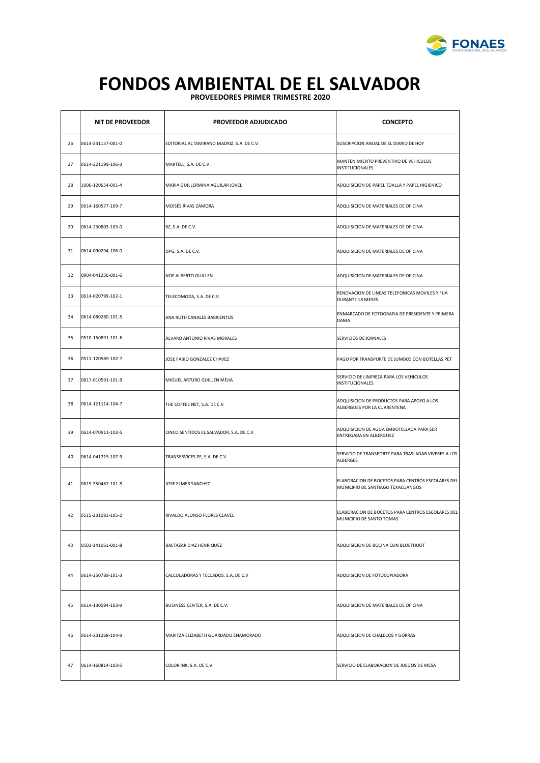# FONDOS AMBIENTAL DE EL SALVADOR

**PROVEEDORES PRIMER TRIMESTRE 2020**

| | NIT DE PROVEEDOR | PROVEEDOR ADJUDICADO | CONCEPTO |
|---|---|---|---|
| 26 | 0614-231157-001-0 | EDITORIAL ALTAMIRANO MADRIZ, S.A. DE C.V. | SUSCRIPCION ANUAL DE EL DIARIO DE HOY |
| 27 | 0614-221199-106-3 | MARTELL, S.A. DE.C.V . | MANTENIMIENTO PREVENTIVO DE VEHICULOS INSTITUCIONALES |
| 28 | 1006-120654-001-4 | MARIA GUILLERMINA AGUILAR JOVEL | ADQUISICION DE PAPEL TOALLA Y PAPEL HIGIENICO |
| 29 | 0614-160577-109-7 | MOISÉS RIVAS ZAMORA | ADQUISICION DE MATERIALES DE OFICINA |
| 30 | 0614-230803-103-0 | RZ, S.A. DE C.V. | ADQUISICION DE MATERIALES DE OFICINA |
| 31 | 0614-090294-106-0 | DPG, S.A. DE C.V. | ADQUISICION DE MATERIALES DE OFICINA |
| 32 | 0904-041256-001-6 | NOE ALBERTO GUILLEN | ADQUISICION DE MATERIALES DE OFICINA |
| 33 | 0614-020799-102-1 | TELECOMODA, S.A. DE C.V. | RENOVACION DE LINEAS TELEFONICAS MOVILES Y FIJA DURANTE 18 MESES |
| 34 | 0614-080280-101-5 | ANA RUTH CANALES BARRIENTOS | ENMARCADO DE FOTOGRAFIA DE PRESIDENTE Y PRIMERA DAMA |
| 35 | 0510-150891-101-6 | ÁLVARO ANTONIO RIVAS MORALES | SERVICIOS DE JORNALES |
| 36 | 0511-120569-102-7 | JOSE FABIO GONZALEZ CHAVEZ | PAGO POR TRANSPORTE DE JUMBOS CON BOTELLAS PET |
| 37 | 0817-010591-101-9 | MIGUEL ARTURO GUILLEN MEJIA | SERVICIO DE LIMPIEZA PARA LOS VEHICULOS INSTITUCIONALES |
| 38 | 0614-121114-104-7 | THE COFFEE NET, S.A. DE C.V | ADQUISICION DE PRODUCTOS PARA APOYO A LOS ALBERGUES POR LA CUARENTENA |
| 39 | 0614-070911-102-5 | CINCO SENTIDOS EL SALVADOR, S.A. DE C.V. | ADQUISICION DE AGUA EMBOTELLADA PARA SER ENTREGADA EN ALBERGUEZ |
| 40 | 0614-041215-107-9 | TRANSERVICES PF, S.A. DE C.V. | SERVICIO DE TRANSPORTE PARA TRASLADAR VIVERES A LOS ALBERGES |
| 41 | 0615-250467-101-8 | JOSE ELMER SANCHEZ | ELABORACION DE BOCETOS PARA CENTROS ESCOLARES DEL MUNICIPIO DE SANTIAGO TEXACUANGOS |
| 42 | 0515-231081-105-2 | RIVALDO ALONSO FLORES CLAVEL | ELABORACION DE BOCETOS PARA CENTROS ESCOLARES DEL MUNICIPIO DE SANTO TOMAS |
| 43 | 0503-141061-001-8 | BALTAZAR DIAZ HENRIQUEZ | ADQUISICION DE BOCINA CON BLUETHOOT |
| 44 | 0614-250789-101-3 | CALCULADORAS Y TECLADOS, S.A. DE C.V | ADQUISICION DE FOTOCOPIADORA |
| 45 | 0614-130594-103-9 | BUSINESS CENTER, S.A. DE C.V. | ADQUISICION DE MATERIALES DE OFICINA |
| 46 | 0614-231268-104-9 | MARITZA ELIZABETH GUARDADO ENAMORADO | ADQUISICION DE CHALECOS Y GORRAS |
| 47 | 0614-160814-103-5 | COLOR INK, S.A. DE C.V. | SERVICIO DE ELABORACION DE JUEGOS DE MESA |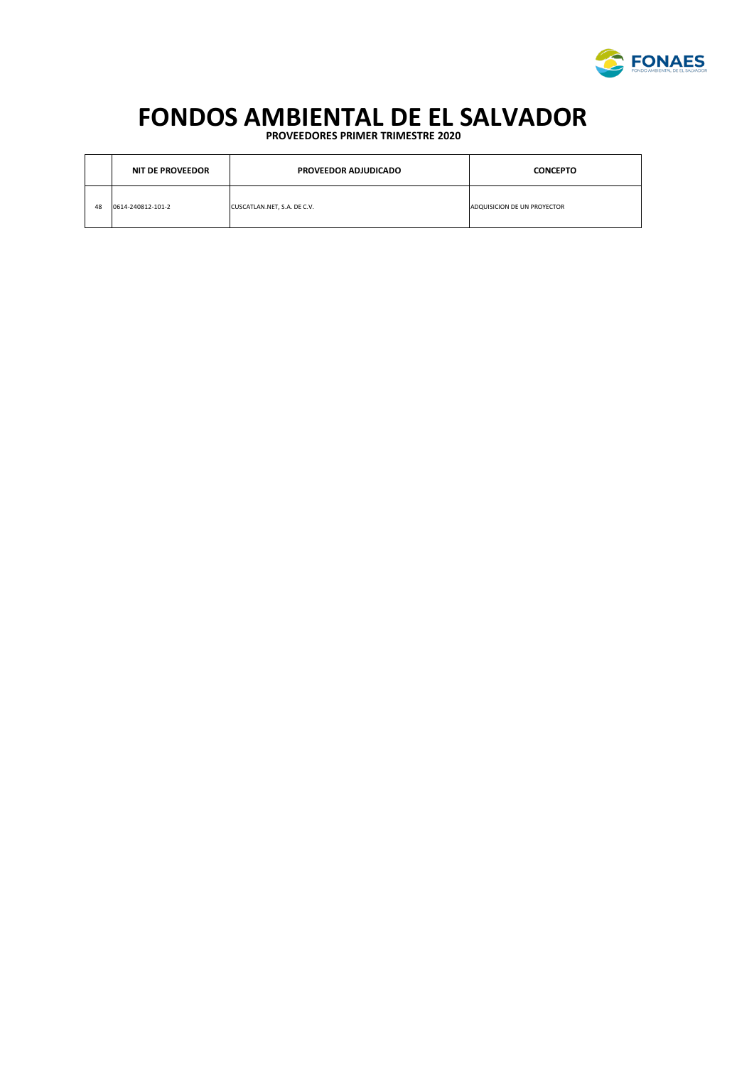# FONDOS AMBIENTAL DE EL SALVADOR

**PROVEEDORES PRIMER TRIMESTRE 2020**

| | NIT DE PROVEEDOR | PROVEEDOR ADJUDICADO | CONCEPTO |
|---|---|---|---|
| 48 | 0614-240812-101-2 | CUSCATLAN.NET, S.A. DE C.V. | ADQUISICION DE UN PROYECTOR |